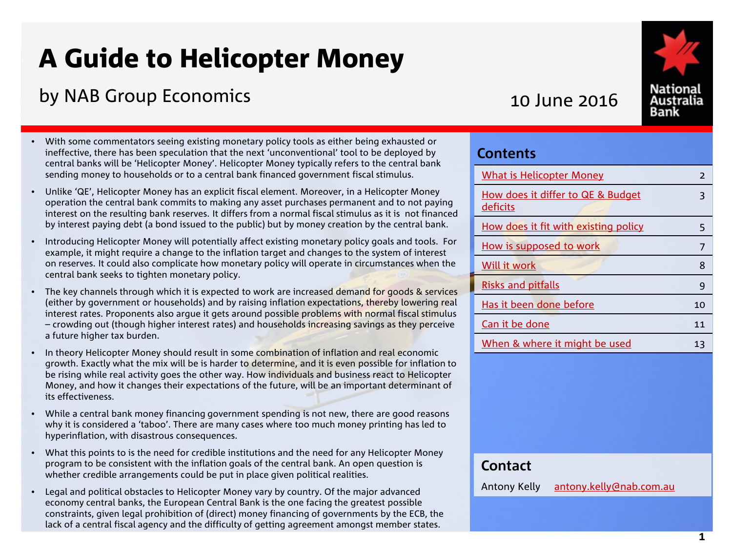# A Guide to Helicopter Money

## by NAB Group Economics

10 June 2016

- With some commentators seeing existing monetary policy tools as either being exhausted or ineffective, there has been speculation that the next 'unconventional' tool to be deployed by central banks will be 'Helicopter Money'. Helicopter Money typically refers to the central bank sending money to households or to a central bank financed government fiscal stimulus.
- Unlike 'QE', Helicopter Money has an explicit fiscal element. Moreover, in a Helicopter Money operation the central bank commits to making any asset purchases permanent and to not paying interest on the resulting bank reserves. It differs from a normal fiscal stimulus as it is not financed by interest paying debt (a bond issued to the public) but by money creation by the central bank.
- Introducing Helicopter Money will potentially affect existing monetary policy goals and tools. For example, it might require a change to the inflation target and changes to the system of interest on reserves. It could also complicate how monetary policy will operate in circumstances when the central bank seeks to tighten monetary policy.
- The key channels through which it is expected to work are increased demand for goods & services (either by government or households) and by raising inflation expectations, thereby lowering real interest rates. Proponents also argue it gets around possible problems with normal fiscal stimulus – crowding out (though higher interest rates) and households increasing savings as they perceive a future higher tax burden.
- In theory Helicopter Money should result in some combination of inflation and real economic growth. Exactly what the mix will be is harder to determine, and it is even possible for inflation to be rising while real activity goes the other way. How individuals and business react to Helicopter Money, and how it changes their expectations of the future, will be an important determinant of its effectiveness.
- While a central bank money financing government spending is not new, there are good reasons why it is considered a 'taboo'. There are many cases where too much money printing has led to hyperinflation, with disastrous consequences.
- What this points to is the need for credible institutions and the need for any Helicopter Money program to be consistent with the inflation goals of the central bank. An open question is whether credible arrangements could be put in place given political realities.
- Legal and political obstacles to Helicopter Money vary by country. Of the major advanced economy central banks, the European Central Bank is the one facing the greatest possible constraints, given legal prohibition of (direct) money financing of governments by the ECB, the lack of a central fiscal agency and the difficulty of getting agreement amongst member states.

## Contents

| | |
|---|---|
| What is Helicopter Money | 2 |
| How does it differ to QE & Budget deficits | 3 |
| How does it fit with existing policy | 5 |
| How is supposed to work | 7 |
| Will it work | 8 |
| Risks and pitfalls | 9 |
| Has it been done before | 10 |
| Can it be done | 11 |
| When & where it might be used | 13 |

## Contact

Antony Kelly antony.kelly@nab.com.au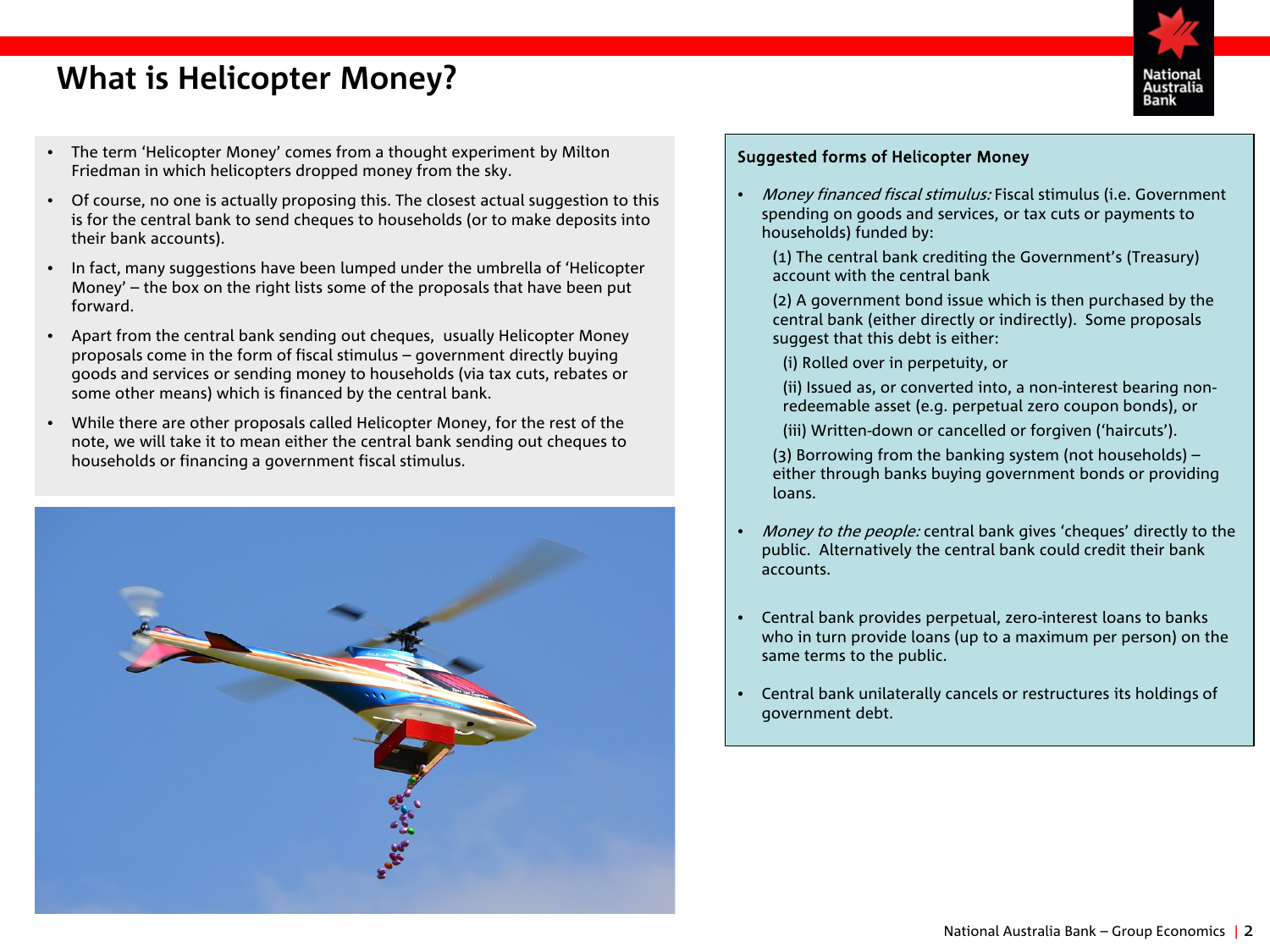# What is Helicopter Money?

- The term 'Helicopter Money' comes from a thought experiment by Milton Friedman in which helicopters dropped money from the sky.
- Of course, no one is actually proposing this. The closest actual suggestion to this is for the central bank to send cheques to households (or to make deposits into their bank accounts).
- In fact, many suggestions have been lumped under the umbrella of 'Helicopter Money' – the box on the right lists some of the proposals that have been put forward.
- Apart from the central bank sending out cheques, usually Helicopter Money proposals come in the form of fiscal stimulus – government directly buying goods and services or sending money to households (via tax cuts, rebates or some other means) which is financed by the central bank.
- While there are other proposals called Helicopter Money, for the rest of the note, we will take it to mean either the central bank sending out cheques to households or financing a government fiscal stimulus.

## Suggested forms of Helicopter Money

- *Money financed fiscal stimulus:* Fiscal stimulus (i.e. Government spending on goods and services, or tax cuts or payments to households) funded by:
  - (1) The central bank crediting the Government's (Treasury) account with the central bank
  - (2) A government bond issue which is then purchased by the central bank (either directly or indirectly). Some proposals suggest that this debt is either:
    - (i) Rolled over in perpetuity, or
    - (ii) Issued as, or converted into, a non-interest bearing non-redeemable asset (e.g. perpetual zero coupon bonds), or
    - (iii) Written-down or cancelled or forgiven ('haircuts').
  - (3) Borrowing from the banking system (not households) – either through banks buying government bonds or providing loans.
- *Money to the people:* central bank gives 'cheques' directly to the public. Alternatively the central bank could credit their bank accounts.
- Central bank provides perpetual, zero-interest loans to banks who in turn provide loans (up to a maximum per person) on the same terms to the public.
- Central bank unilaterally cancels or restructures its holdings of government debt.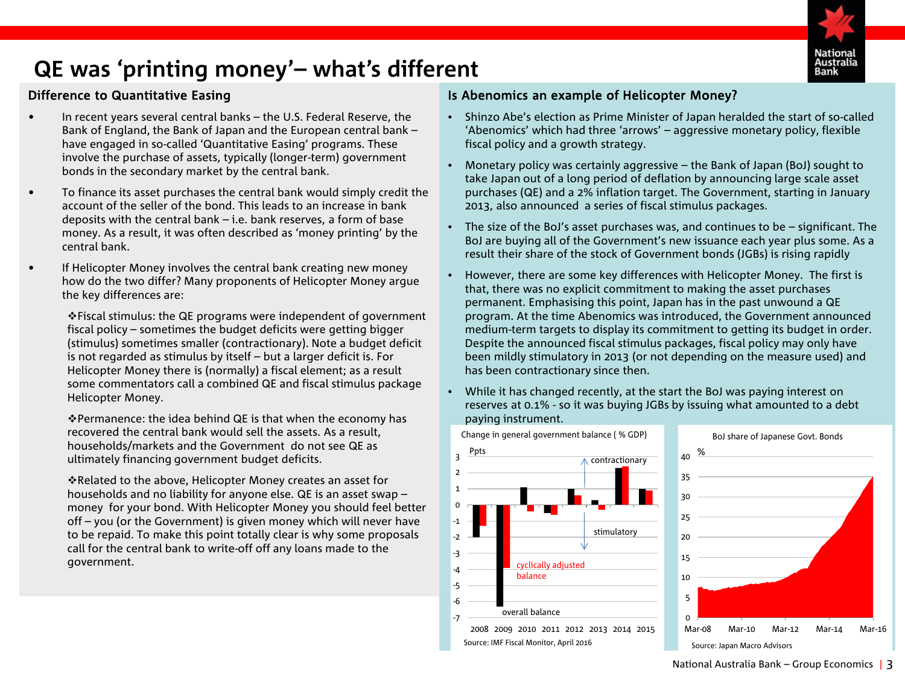# QE was 'printing money'– what's different

## Difference to Quantitative Easing

- In recent years several central banks – the U.S. Federal Reserve, the Bank of England, the Bank of Japan and the European central bank – have engaged in so-called 'Quantitative Easing' programs. These involve the purchase of assets, typically (longer-term) government bonds in the secondary market by the central bank.
- To finance its asset purchases the central bank would simply credit the account of the seller of the bond. This leads to an increase in bank deposits with the central bank – i.e. bank reserves, a form of base money. As a result, it was often described as 'money printing' by the central bank.
- If Helicopter Money involves the central bank creating new money how do the two differ? Many proponents of Helicopter Money argue the key differences are:

  ❖Fiscal stimulus: the QE programs were independent of government fiscal policy – sometimes the budget deficits were getting bigger (stimulus) sometimes smaller (contractionary). Note a budget deficit is not regarded as stimulus by itself – but a larger deficit is. For Helicopter Money there is (normally) a fiscal element; as a result some commentators call a combined QE and fiscal stimulus package Helicopter Money.

  ❖Permanence: the idea behind QE is that when the economy has recovered the central bank would sell the assets. As a result, households/markets and the Government do not see QE as ultimately financing government budget deficits.

  ❖Related to the above, Helicopter Money creates an asset for households and no liability for anyone else. QE is an asset swap – money for your bond. With Helicopter Money you should feel better off – you (or the Government) is given money which will never have to be repaid. To make this point totally clear is why some proposals call for the central bank to write-off off any loans made to the government.

## Is Abenomics an example of Helicopter Money?

- Shinzo Abe's election as Prime Minister of Japan heralded the start of so-called 'Abenomics' which had three 'arrows' – aggressive monetary policy, flexible fiscal policy and a growth strategy.
- Monetary policy was certainly aggressive – the Bank of Japan (BoJ) sought to take Japan out of a long period of deflation by announcing large scale asset purchases (QE) and a 2% inflation target. The Government, starting in January 2013, also announced a series of fiscal stimulus packages.
- The size of the BoJ's asset purchases was, and continues to be – significant. The BoJ are buying all of the Government's new issuance each year plus some. As a result their share of the stock of Government bonds (JGBs) is rising rapidly
- However, there are some key differences with Helicopter Money. The first is that, there was no explicit commitment to making the asset purchases permanent. Emphasising this point, Japan has in the past unwound a QE program. At the time Abenomics was introduced, the Government announced medium-term targets to display its commitment to getting its budget in order. Despite the announced fiscal stimulus packages, fiscal policy may only have been mildly stimulatory in 2013 (or not depending on the measure used) and has been contractionary since then.
- While it has changed recently, at the start the BoJ was paying interest on reserves at 0.1% - so it was buying JGBs by issuing what amounted to a debt paying instrument.

Change in general government balance ( % GDP)

Source: IMF Fiscal Monitor, April 2016

BoJ share of Japanese Govt. Bonds

Source: Japan Macro Advisors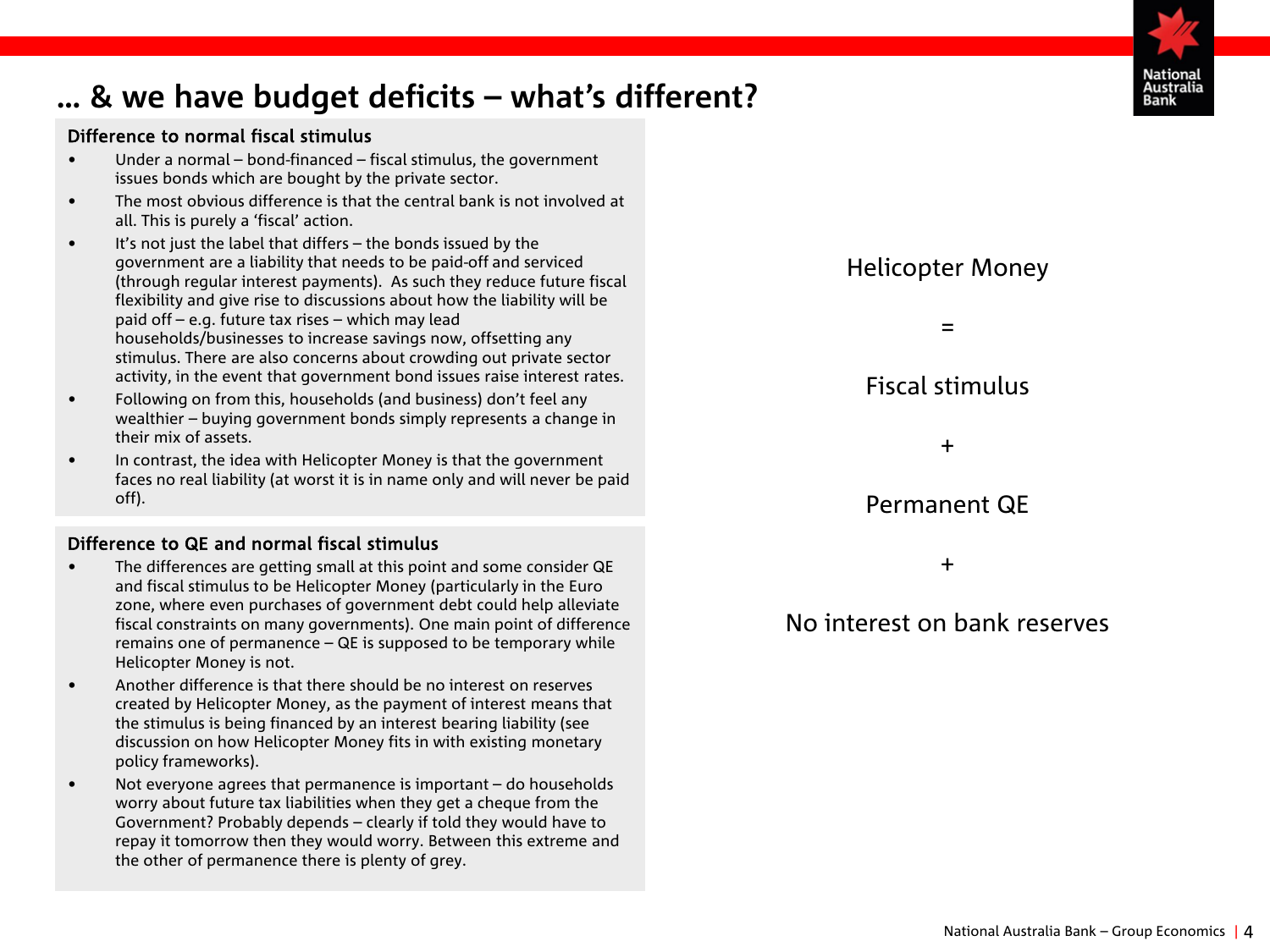# … & we have budget deficits – what's different?

## Difference to normal fiscal stimulus

- Under a normal – bond-financed – fiscal stimulus, the government issues bonds which are bought by the private sector.
- The most obvious difference is that the central bank is not involved at all. This is purely a 'fiscal' action.
- It's not just the label that differs – the bonds issued by the government are a liability that needs to be paid-off and serviced (through regular interest payments). As such they reduce future fiscal flexibility and give rise to discussions about how the liability will be paid off – e.g. future tax rises – which may lead households/businesses to increase savings now, offsetting any stimulus. There are also concerns about crowding out private sector activity, in the event that government bond issues raise interest rates.
- Following on from this, households (and business) don't feel any wealthier – buying government bonds simply represents a change in their mix of assets.
- In contrast, the idea with Helicopter Money is that the government faces no real liability (at worst it is in name only and will never be paid off).

## Difference to QE and normal fiscal stimulus

- The differences are getting small at this point and some consider QE and fiscal stimulus to be Helicopter Money (particularly in the Euro zone, where even purchases of government debt could help alleviate fiscal constraints on many governments). One main point of difference remains one of permanence – QE is supposed to be temporary while Helicopter Money is not.
- Another difference is that there should be no interest on reserves created by Helicopter Money, as the payment of interest means that the stimulus is being financed by an interest bearing liability (see discussion on how Helicopter Money fits in with existing monetary policy frameworks).
- Not everyone agrees that permanence is important – do households worry about future tax liabilities when they get a cheque from the Government? Probably depends – clearly if told they would have to repay it tomorrow then they would worry. Between this extreme and the other of permanence there is plenty of grey.

Helicopter Money

=

Fiscal stimulus

+

Permanent QE

+

No interest on bank reserves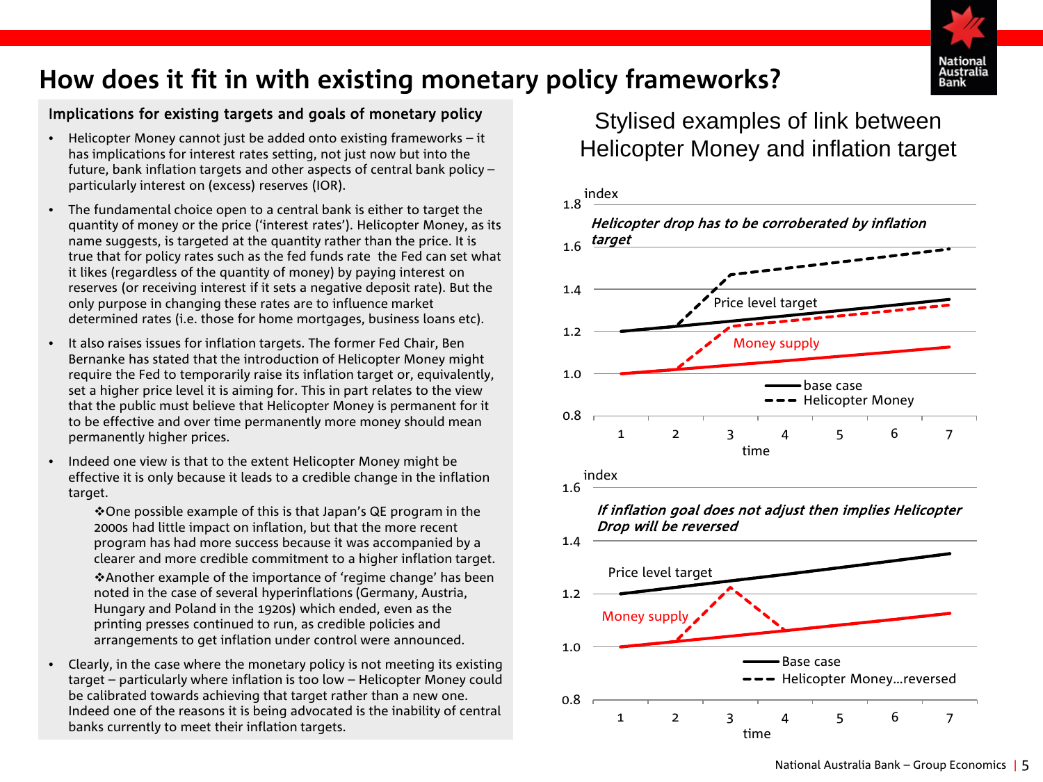# How does it fit in with existing monetary policy frameworks?

## Implications for existing targets and goals of monetary policy

- Helicopter Money cannot just be added onto existing frameworks – it has implications for interest rates setting, not just now but into the future, bank inflation targets and other aspects of central bank policy – particularly interest on (excess) reserves (IOR).
- The fundamental choice open to a central bank is either to target the quantity of money or the price ('interest rates'). Helicopter Money, as its name suggests, is targeted at the quantity rather than the price. It is true that for policy rates such as the fed funds rate the Fed can set what it likes (regardless of the quantity of money) by paying interest on reserves (or receiving interest if it sets a negative deposit rate). But the only purpose in changing these rates are to influence market determined rates (i.e. those for home mortgages, business loans etc).
- It also raises issues for inflation targets. The former Fed Chair, Ben Bernanke has stated that the introduction of Helicopter Money might require the Fed to temporarily raise its inflation target or, equivalently, set a higher price level it is aiming for. This in part relates to the view that the public must believe that Helicopter Money is permanent for it to be effective and over time permanently more money should mean permanently higher prices.
- Indeed one view is that to the extent Helicopter Money might be effective it is only because it leads to a credible change in the inflation target.
  - ❖One possible example of this is that Japan's QE program in the 2000s had little impact on inflation, but that the more recent program has had more success because it was accompanied by a clearer and more credible commitment to a higher inflation target.
  - ❖Another example of the importance of 'regime change' has been noted in the case of several hyperinflations (Germany, Austria, Hungary and Poland in the 1920s) which ended, even as the printing presses continued to run, as credible policies and arrangements to get inflation under control were announced.
- Clearly, in the case where the monetary policy is not meeting its existing target – particularly where inflation is too low – Helicopter Money could be calibrated towards achieving that target rather than a new one. Indeed one of the reasons it is being advocated is the inability of central banks currently to meet their inflation targets.

## Stylised examples of link between Helicopter Money and inflation target

*Helicopter drop has to be corroberated by inflation target*

(index; time 1–7; lines: Price level target, Money supply; base case vs Helicopter Money)

*If inflation goal does not adjust then implies Helicopter Drop will be reversed*

(index; time 1–7; lines: Price level target, Money supply; Base case vs Helicopter Money...reversed)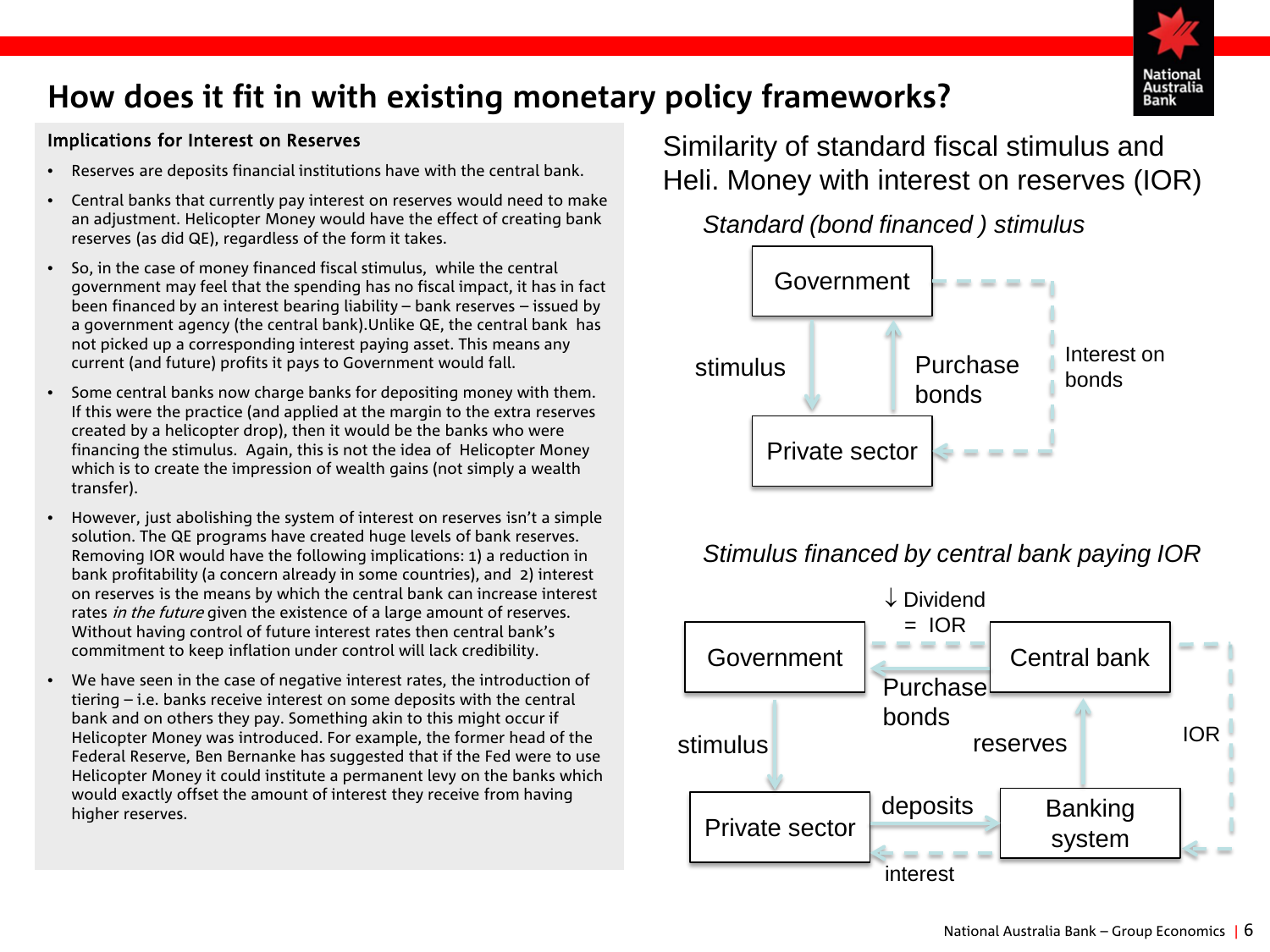# How does it fit in with existing monetary policy frameworks?

## Implications for Interest on Reserves

- Reserves are deposits financial institutions have with the central bank.
- Central banks that currently pay interest on reserves would need to make an adjustment. Helicopter Money would have the effect of creating bank reserves (as did QE), regardless of the form it takes.
- So, in the case of money financed fiscal stimulus, while the central government may feel that the spending has no fiscal impact, it has in fact been financed by an interest bearing liability – bank reserves – issued by a government agency (the central bank).Unlike QE, the central bank has not picked up a corresponding interest paying asset. This means any current (and future) profits it pays to Government would fall.
- Some central banks now charge banks for depositing money with them. If this were the practice (and applied at the margin to the extra reserves created by a helicopter drop), then it would be the banks who were financing the stimulus. Again, this is not the idea of Helicopter Money which is to create the impression of wealth gains (not simply a wealth transfer).
- However, just abolishing the system of interest on reserves isn't a simple solution. The QE programs have created huge levels of bank reserves. Removing IOR would have the following implications: 1) a reduction in bank profitability (a concern already in some countries), and 2) interest on reserves is the means by which the central bank can increase interest rates *in the future* given the existence of a large amount of reserves. Without having control of future interest rates then central bank's commitment to keep inflation under control will lack credibility.
- We have seen in the case of negative interest rates, the introduction of tiering – i.e. banks receive interest on some deposits with the central bank and on others they pay. Something akin to this might occur if Helicopter Money was introduced. For example, the former head of the Federal Reserve, Ben Bernanke has suggested that if the Fed were to use Helicopter Money it could institute a permanent levy on the banks which would exactly offset the amount of interest they receive from having higher reserves.

## Similarity of standard fiscal stimulus and Heli. Money with interest on reserves (IOR)

*Standard (bond financed ) stimulus*

Government → Private sector: stimulus
Private sector → Government: Purchase bonds
Government → Private sector: Interest on bonds

*Stimulus financed by central bank paying IOR*

Government → Private sector: stimulus
Central bank → Government: Purchase bonds
Central bank → Government: ↓ Dividend = IOR
Private sector → Banking system: deposits
Banking system → Private sector: interest
Banking system → Central bank: reserves
Central bank → Banking system: IOR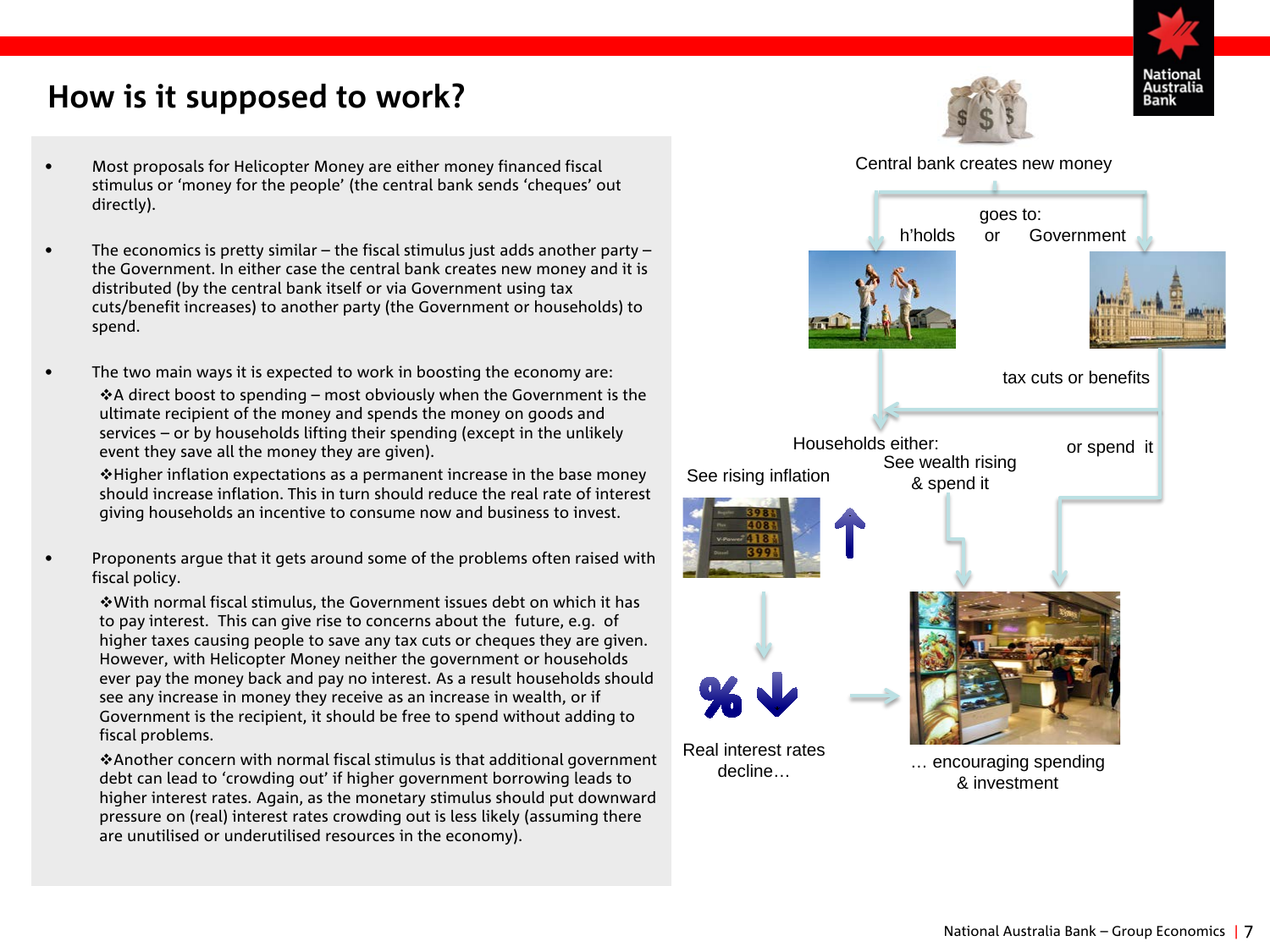# How is it supposed to work?

- Most proposals for Helicopter Money are either money financed fiscal stimulus or 'money for the people' (the central bank sends 'cheques' out directly).

- The economics is pretty similar – the fiscal stimulus just adds another party – the Government. In either case the central bank creates new money and it is distributed (by the central bank itself or via Government using tax cuts/benefit increases) to another party (the Government or households) to spend.

- The two main ways it is expected to work in boosting the economy are:
  - ❖A direct boost to spending – most obviously when the Government is the ultimate recipient of the money and spends the money on goods and services – or by households lifting their spending (except in the unlikely event they save all the money they are given).
  - ❖Higher inflation expectations as a permanent increase in the base money should increase inflation. This in turn should reduce the real rate of interest giving households an incentive to consume now and business to invest.

- Proponents argue that it gets around some of the problems often raised with fiscal policy.
  - ❖With normal fiscal stimulus, the Government issues debt on which it has to pay interest. This can give rise to concerns about the future, e.g. of higher taxes causing people to save any tax cuts or cheques they are given. However, with Helicopter Money neither the government or households ever pay the money back and pay no interest. As a result households should see any increase in money they receive as an increase in wealth, or if Government is the recipient, it should be free to spend without adding to fiscal problems.
  - ❖Another concern with normal fiscal stimulus is that additional government debt can lead to 'crowding out' if higher government borrowing leads to higher interest rates. Again, as the monetary stimulus should put downward pressure on (real) interest rates crowding out is less likely (assuming there are unutilised or underutilised resources in the economy).

Central bank creates new money

goes to: h'holds or Government

tax cuts or benefits

Households either: See rising inflation / See wealth rising & spend it / or spend it

Real interest rates decline…

… encouraging spending & investment

National Australia Bank – Group Economics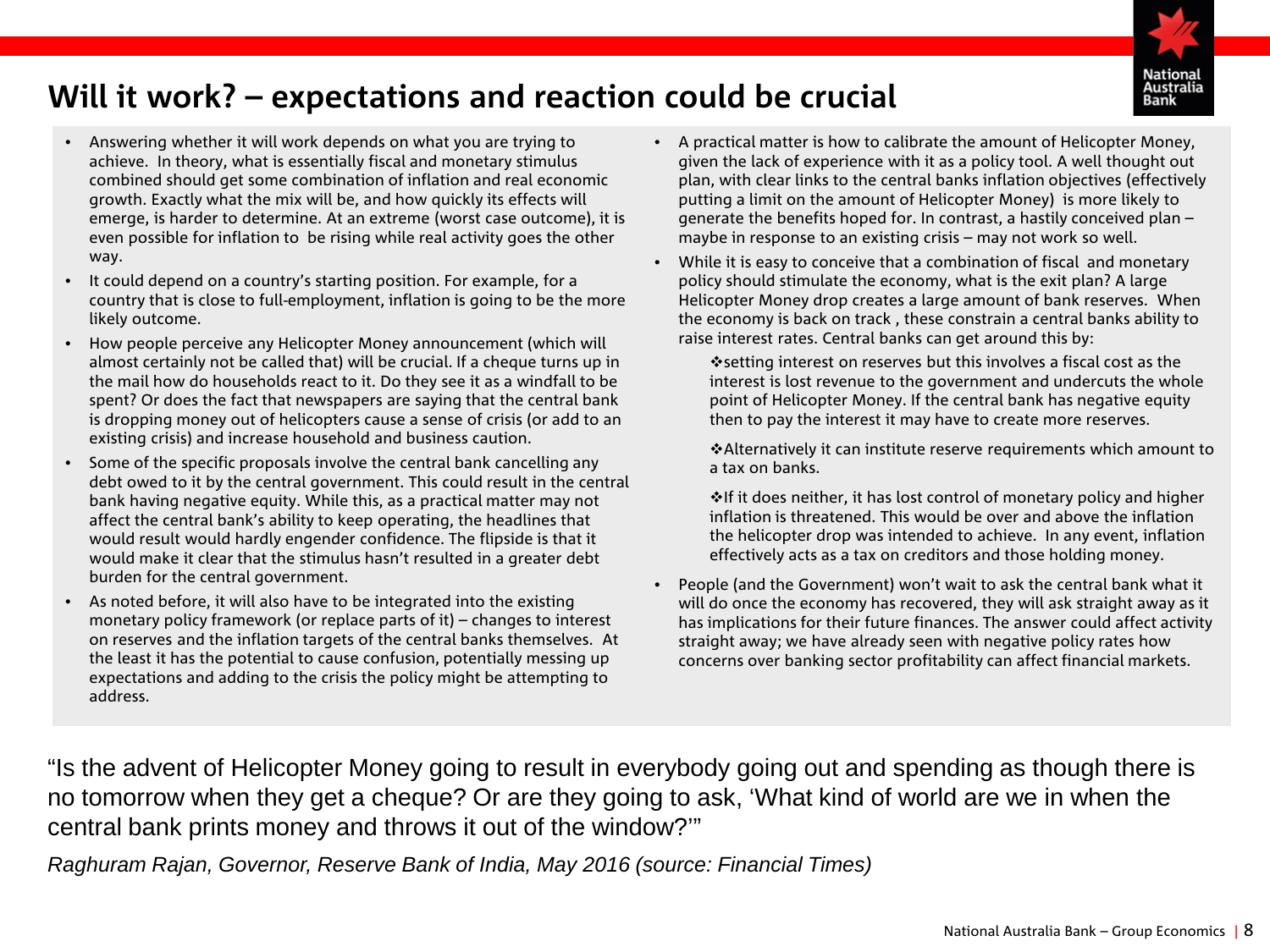# Will it work? – expectations and reaction could be crucial

- Answering whether it will work depends on what you are trying to achieve. In theory, what is essentially fiscal and monetary stimulus combined should get some combination of inflation and real economic growth. Exactly what the mix will be, and how quickly its effects will emerge, is harder to determine. At an extreme (worst case outcome), it is even possible for inflation to be rising while real activity goes the other way.
- It could depend on a country's starting position. For example, for a country that is close to full-employment, inflation is going to be the more likely outcome.
- How people perceive any Helicopter Money announcement (which will almost certainly not be called that) will be crucial. If a cheque turns up in the mail how do households react to it. Do they see it as a windfall to be spent? Or does the fact that newspapers are saying that the central bank is dropping money out of helicopters cause a sense of crisis (or add to an existing crisis) and increase household and business caution.
- Some of the specific proposals involve the central bank cancelling any debt owed to it by the central government. This could result in the central bank having negative equity. While this, as a practical matter may not affect the central bank's ability to keep operating, the headlines that would result would hardly engender confidence. The flipside is that it would make it clear that the stimulus hasn't resulted in a greater debt burden for the central government.
- As noted before, it will also have to be integrated into the existing monetary policy framework (or replace parts of it) – changes to interest on reserves and the inflation targets of the central banks themselves. At the least it has the potential to cause confusion, potentially messing up expectations and adding to the crisis the policy might be attempting to address.
- A practical matter is how to calibrate the amount of Helicopter Money, given the lack of experience with it as a policy tool. A well thought out plan, with clear links to the central banks inflation objectives (effectively putting a limit on the amount of Helicopter Money) is more likely to generate the benefits hoped for. In contrast, a hastily conceived plan – maybe in response to an existing crisis – may not work so well.
- While it is easy to conceive that a combination of fiscal and monetary policy should stimulate the economy, what is the exit plan? A large Helicopter Money drop creates a large amount of bank reserves. When the economy is back on track , these constrain a central banks ability to raise interest rates. Central banks can get around this by:
  - ❖setting interest on reserves but this involves a fiscal cost as the interest is lost revenue to the government and undercuts the whole point of Helicopter Money. If the central bank has negative equity then to pay the interest it may have to create more reserves.
  - ❖Alternatively it can institute reserve requirements which amount to a tax on banks.
  - ❖If it does neither, it has lost control of monetary policy and higher inflation is threatened. This would be over and above the inflation the helicopter drop was intended to achieve. In any event, inflation effectively acts as a tax on creditors and those holding money.
- People (and the Government) won't wait to ask the central bank what it will do once the economy has recovered, they will ask straight away as it has implications for their future finances. The answer could affect activity straight away; we have already seen with negative policy rates how concerns over banking sector profitability can affect financial markets.

"Is the advent of Helicopter Money going to result in everybody going out and spending as though there is no tomorrow when they get a cheque? Or are they going to ask, 'What kind of world are we in when the central bank prints money and throws it out of the window?'"

*Raghuram Rajan, Governor, Reserve Bank of India, May 2016 (source: Financial Times)*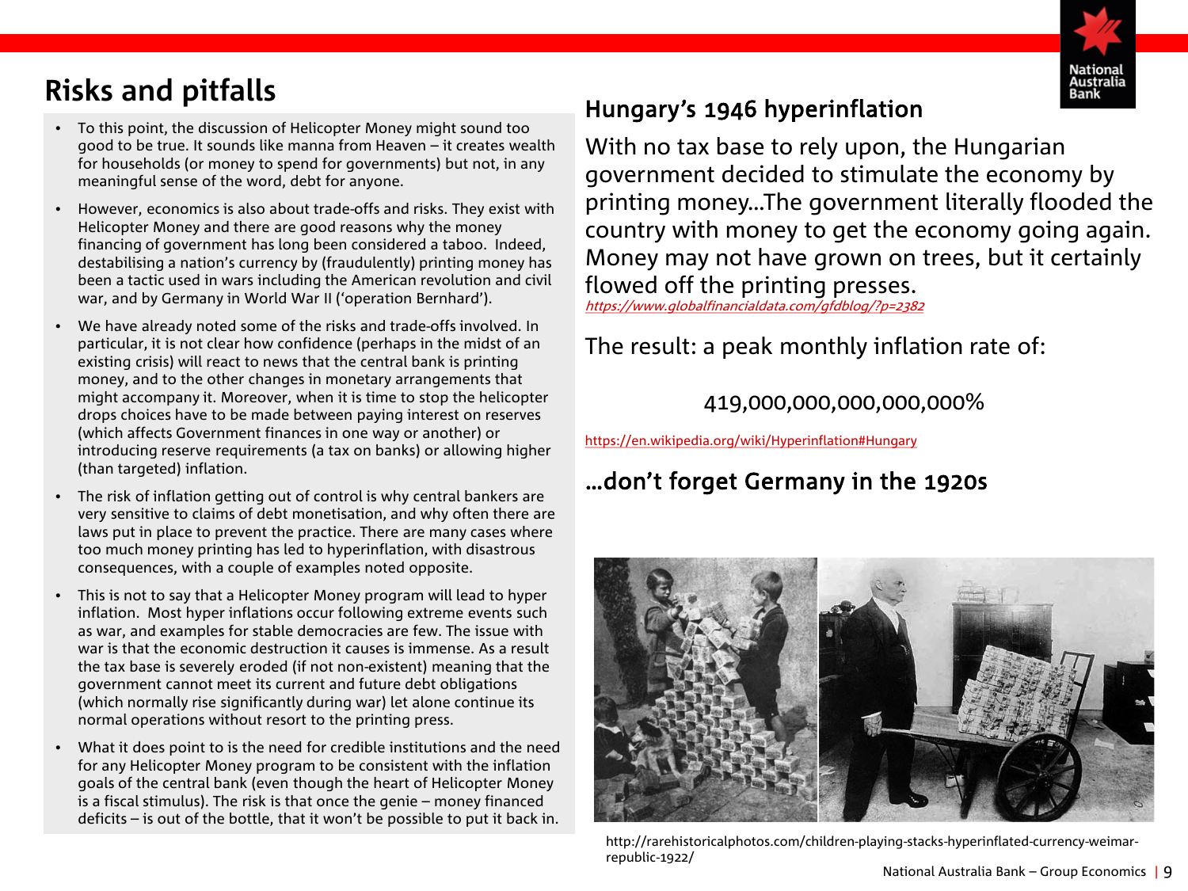# Risks and pitfalls

- To this point, the discussion of Helicopter Money might sound too good to be true. It sounds like manna from Heaven – it creates wealth for households (or money to spend for governments) but not, in any meaningful sense of the word, debt for anyone.
- However, economics is also about trade-offs and risks. They exist with Helicopter Money and there are good reasons why the money financing of government has long been considered a taboo. Indeed, destabilising a nation's currency by (fraudulently) printing money has been a tactic used in wars including the American revolution and civil war, and by Germany in World War II ('operation Bernhard').
- We have already noted some of the risks and trade-offs involved. In particular, it is not clear how confidence (perhaps in the midst of an existing crisis) will react to news that the central bank is printing money, and to the other changes in monetary arrangements that might accompany it. Moreover, when it is time to stop the helicopter drops choices have to be made between paying interest on reserves (which affects Government finances in one way or another) or introducing reserve requirements (a tax on banks) or allowing higher (than targeted) inflation.
- The risk of inflation getting out of control is why central bankers are very sensitive to claims of debt monetisation, and why often there are laws put in place to prevent the practice. There are many cases where too much money printing has led to hyperinflation, with disastrous consequences, with a couple of examples noted opposite.
- This is not to say that a Helicopter Money program will lead to hyper inflation. Most hyper inflations occur following extreme events such as war, and examples for stable democracies are few. The issue with war is that the economic destruction it causes is immense. As a result the tax base is severely eroded (if not non-existent) meaning that the government cannot meet its current and future debt obligations (which normally rise significantly during war) let alone continue its normal operations without resort to the printing press.
- What it does point to is the need for credible institutions and the need for any Helicopter Money program to be consistent with the inflation goals of the central bank (even though the heart of Helicopter Money is a fiscal stimulus). The risk is that once the genie – money financed deficits – is out of the bottle, that it won't be possible to put it back in.

## Hungary's 1946 hyperinflation

With no tax base to rely upon, the Hungarian government decided to stimulate the economy by printing money…The government literally flooded the country with money to get the economy going again. Money may not have grown on trees, but it certainly flowed off the printing presses.

*https://www.globalfinancialdata.com/gfdblog/?p=2382*

The result: a peak monthly inflation rate of:

419,000,000,000,000,000%

https://en.wikipedia.org/wiki/Hyperinflation#Hungary

## …don't forget Germany in the 1920s

http://rarehistoricalphotos.com/children-playing-stacks-hyperinflated-currency-weimar-republic-1922/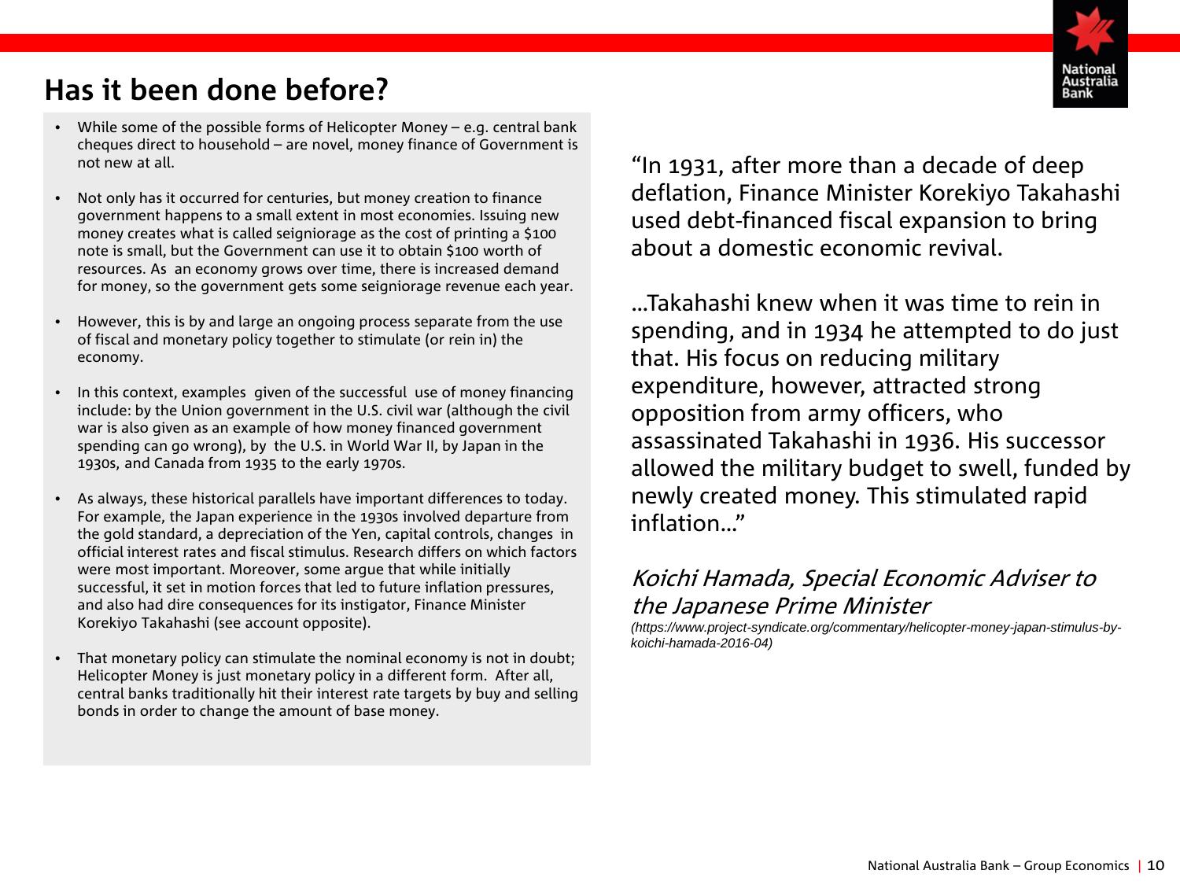# Has it been done before?

- While some of the possible forms of Helicopter Money – e.g. central bank cheques direct to household – are novel, money finance of Government is not new at all.
- Not only has it occurred for centuries, but money creation to finance government happens to a small extent in most economies. Issuing new money creates what is called seigniorage as the cost of printing a $100 note is small, but the Government can use it to obtain $100 worth of resources. As an economy grows over time, there is increased demand for money, so the government gets some seigniorage revenue each year.
- However, this is by and large an ongoing process separate from the use of fiscal and monetary policy together to stimulate (or rein in) the economy.
- In this context, examples given of the successful use of money financing include: by the Union government in the U.S. civil war (although the civil war is also given as an example of how money financed government spending can go wrong), by the U.S. in World War II, by Japan in the 1930s, and Canada from 1935 to the early 1970s.
- As always, these historical parallels have important differences to today. For example, the Japan experience in the 1930s involved departure from the gold standard, a depreciation of the Yen, capital controls, changes in official interest rates and fiscal stimulus. Research differs on which factors were most important. Moreover, some argue that while initially successful, it set in motion forces that led to future inflation pressures, and also had dire consequences for its instigator, Finance Minister Korekiyo Takahashi (see account opposite).
- That monetary policy can stimulate the nominal economy is not in doubt; Helicopter Money is just monetary policy in a different form. After all, central banks traditionally hit their interest rate targets by buy and selling bonds in order to change the amount of base money.

"In 1931, after more than a decade of deep deflation, Finance Minister Korekiyo Takahashi used debt-financed fiscal expansion to bring about a domestic economic revival.

…Takahashi knew when it was time to rein in spending, and in 1934 he attempted to do just that. His focus on reducing military expenditure, however, attracted strong opposition from army officers, who assassinated Takahashi in 1936. His successor allowed the military budget to swell, funded by newly created money. This stimulated rapid inflation…"

*Koichi Hamada, Special Economic Adviser to the Japanese Prime Minister*

*(https://www.project-syndicate.org/commentary/helicopter-money-japan-stimulus-by-koichi-hamada-2016-04)*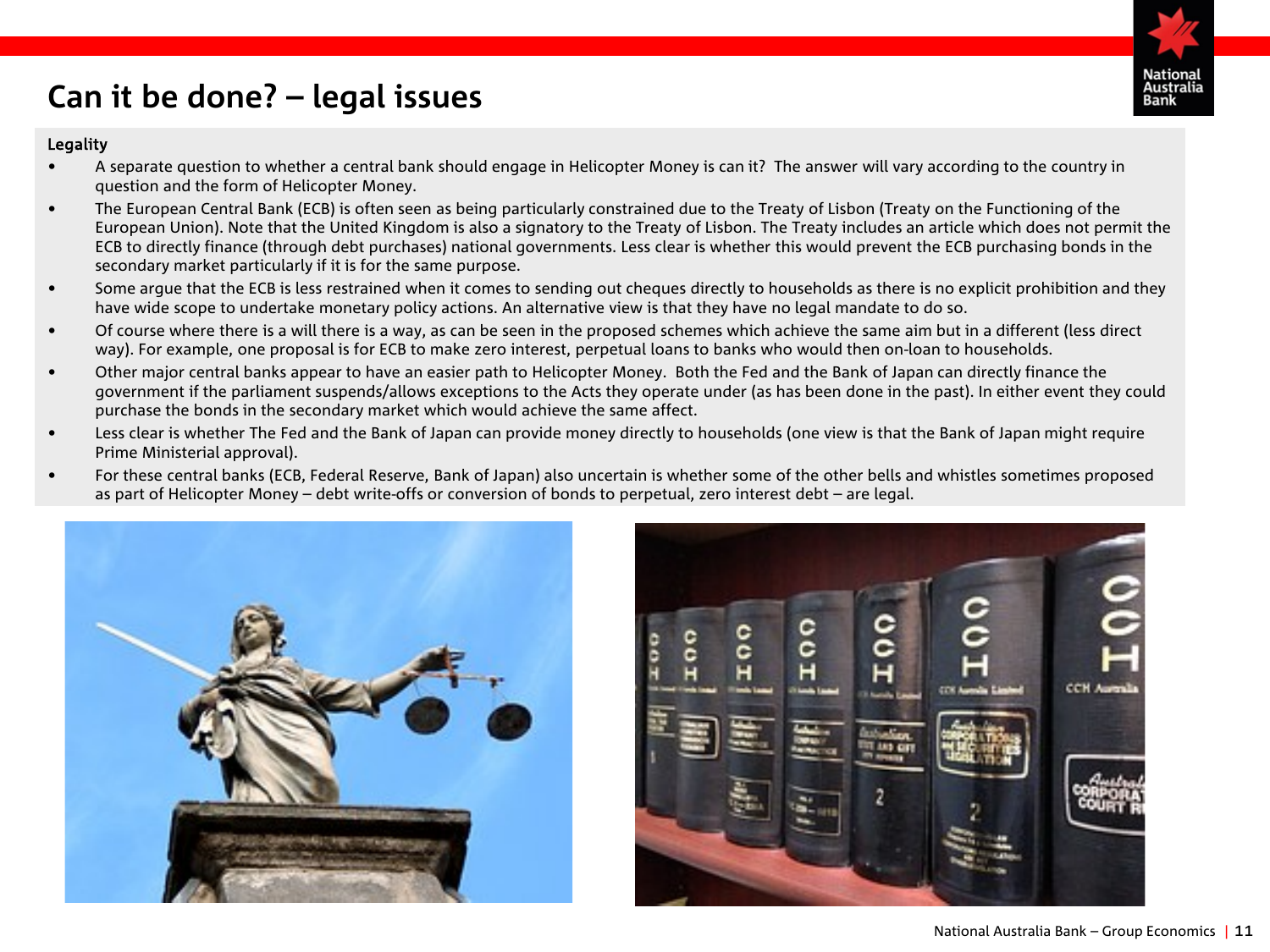# Can it be done? – legal issues

**Legality**

- A separate question to whether a central bank should engage in Helicopter Money is can it? The answer will vary according to the country in question and the form of Helicopter Money.
- The European Central Bank (ECB) is often seen as being particularly constrained due to the Treaty of Lisbon (Treaty on the Functioning of the European Union). Note that the United Kingdom is also a signatory to the Treaty of Lisbon. The Treaty includes an article which does not permit the ECB to directly finance (through debt purchases) national governments. Less clear is whether this would prevent the ECB purchasing bonds in the secondary market particularly if it is for the same purpose.
- Some argue that the ECB is less restrained when it comes to sending out cheques directly to households as there is no explicit prohibition and they have wide scope to undertake monetary policy actions. An alternative view is that they have no legal mandate to do so.
- Of course where there is a will there is a way, as can be seen in the proposed schemes which achieve the same aim but in a different (less direct way). For example, one proposal is for ECB to make zero interest, perpetual loans to banks who would then on-loan to households.
- Other major central banks appear to have an easier path to Helicopter Money. Both the Fed and the Bank of Japan can directly finance the government if the parliament suspends/allows exceptions to the Acts they operate under (as has been done in the past). In either event they could purchase the bonds in the secondary market which would achieve the same affect.
- Less clear is whether The Fed and the Bank of Japan can provide money directly to households (one view is that the Bank of Japan might require Prime Ministerial approval).
- For these central banks (ECB, Federal Reserve, Bank of Japan) also uncertain is whether some of the other bells and whistles sometimes proposed as part of Helicopter Money – debt write-offs or conversion of bonds to perpetual, zero interest debt – are legal.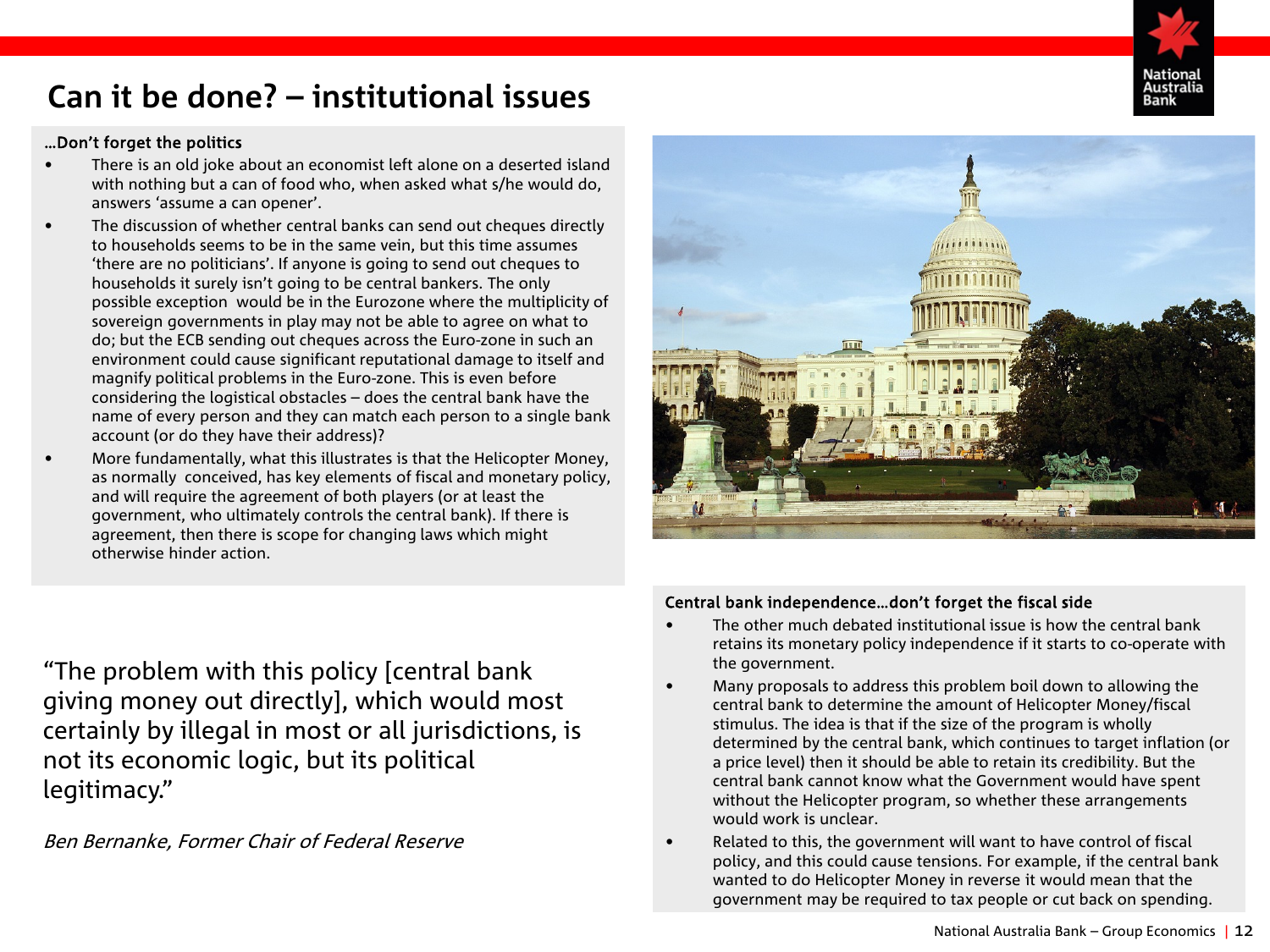# Can it be done? – institutional issues

**…Don't forget the politics**

- There is an old joke about an economist left alone on a deserted island with nothing but a can of food who, when asked what s/he would do, answers 'assume a can opener'.
- The discussion of whether central banks can send out cheques directly to households seems to be in the same vein, but this time assumes 'there are no politicians'. If anyone is going to send out cheques to households it surely isn't going to be central bankers. The only possible exception would be in the Eurozone where the multiplicity of sovereign governments in play may not be able to agree on what to do; but the ECB sending out cheques across the Euro-zone in such an environment could cause significant reputational damage to itself and magnify political problems in the Euro-zone. This is even before considering the logistical obstacles – does the central bank have the name of every person and they can match each person to a single bank account (or do they have their address)?
- More fundamentally, what this illustrates is that the Helicopter Money, as normally conceived, has key elements of fiscal and monetary policy, and will require the agreement of both players (or at least the government, who ultimately controls the central bank). If there is agreement, then there is scope for changing laws which might otherwise hinder action.

"The problem with this policy [central bank giving money out directly], which would most certainly by illegal in most or all jurisdictions, is not its economic logic, but its political legitimacy."

*Ben Bernanke, Former Chair of Federal Reserve*

**Central bank independence…don't forget the fiscal side**

- The other much debated institutional issue is how the central bank retains its monetary policy independence if it starts to co-operate with the government.
- Many proposals to address this problem boil down to allowing the central bank to determine the amount of Helicopter Money/fiscal stimulus. The idea is that if the size of the program is wholly determined by the central bank, which continues to target inflation (or a price level) then it should be able to retain its credibility. But the central bank cannot know what the Government would have spent without the Helicopter program, so whether these arrangements would work is unclear.
- Related to this, the government will want to have control of fiscal policy, and this could cause tensions. For example, if the central bank wanted to do Helicopter Money in reverse it would mean that the government may be required to tax people or cut back on spending.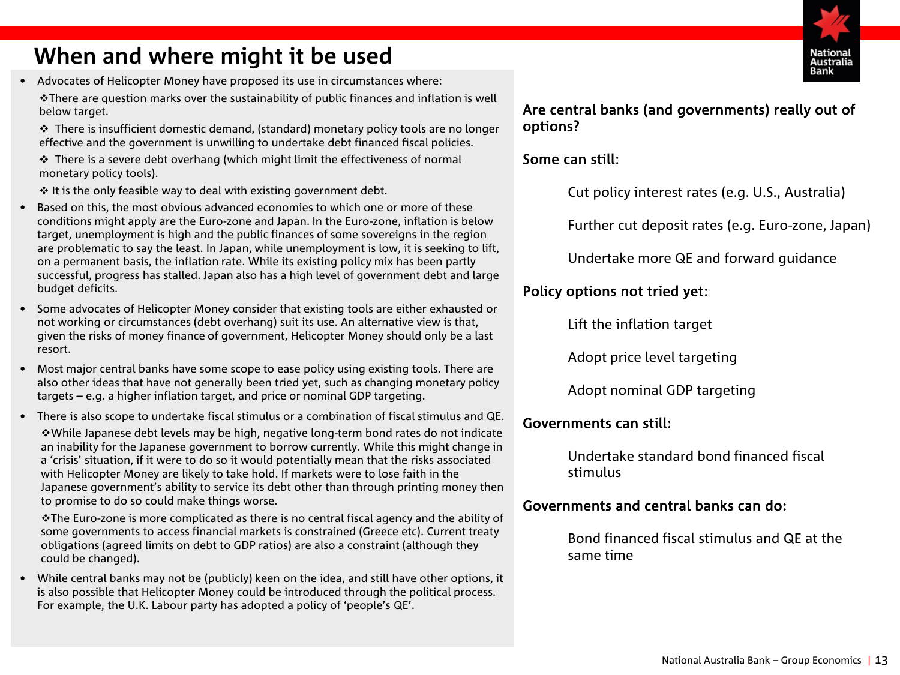# When and where might it be used

- Advocates of Helicopter Money have proposed its use in circumstances where:
  - ❖There are question marks over the sustainability of public finances and inflation is well below target.
  - ❖ There is insufficient domestic demand, (standard) monetary policy tools are no longer effective and the government is unwilling to undertake debt financed fiscal policies.
  - ❖ There is a severe debt overhang (which might limit the effectiveness of normal monetary policy tools).
  - ❖ It is the only feasible way to deal with existing government debt.
- Based on this, the most obvious advanced economies to which one or more of these conditions might apply are the Euro-zone and Japan. In the Euro-zone, inflation is below target, unemployment is high and the public finances of some sovereigns in the region are problematic to say the least. In Japan, while unemployment is low, it is seeking to lift, on a permanent basis, the inflation rate. While its existing policy mix has been partly successful, progress has stalled. Japan also has a high level of government debt and large budget deficits.
- Some advocates of Helicopter Money consider that existing tools are either exhausted or not working or circumstances (debt overhang) suit its use. An alternative view is that, given the risks of money finance of government, Helicopter Money should only be a last resort.
- Most major central banks have some scope to ease policy using existing tools. There are also other ideas that have not generally been tried yet, such as changing monetary policy targets – e.g. a higher inflation target, and price or nominal GDP targeting.
- There is also scope to undertake fiscal stimulus or a combination of fiscal stimulus and QE.
  - ❖While Japanese debt levels may be high, negative long-term bond rates do not indicate an inability for the Japanese government to borrow currently. While this might change in a 'crisis' situation, if it were to do so it would potentially mean that the risks associated with Helicopter Money are likely to take hold. If markets were to lose faith in the Japanese government's ability to service its debt other than through printing money then to promise to do so could make things worse.
  - ❖The Euro-zone is more complicated as there is no central fiscal agency and the ability of some governments to access financial markets is constrained (Greece etc). Current treaty obligations (agreed limits on debt to GDP ratios) are also a constraint (although they could be changed).
- While central banks may not be (publicly) keen on the idea, and still have other options, it is also possible that Helicopter Money could be introduced through the political process. For example, the U.K. Labour party has adopted a policy of 'people's QE'.

**Are central banks (and governments) really out of options?**

**Some can still:**

Cut policy interest rates (e.g. U.S., Australia)

Further cut deposit rates (e.g. Euro-zone, Japan)

Undertake more QE and forward guidance

**Policy options not tried yet:**

Lift the inflation target

Adopt price level targeting

Adopt nominal GDP targeting

**Governments can still:**

Undertake standard bond financed fiscal stimulus

**Governments and central banks can do:**

Bond financed fiscal stimulus and QE at the same time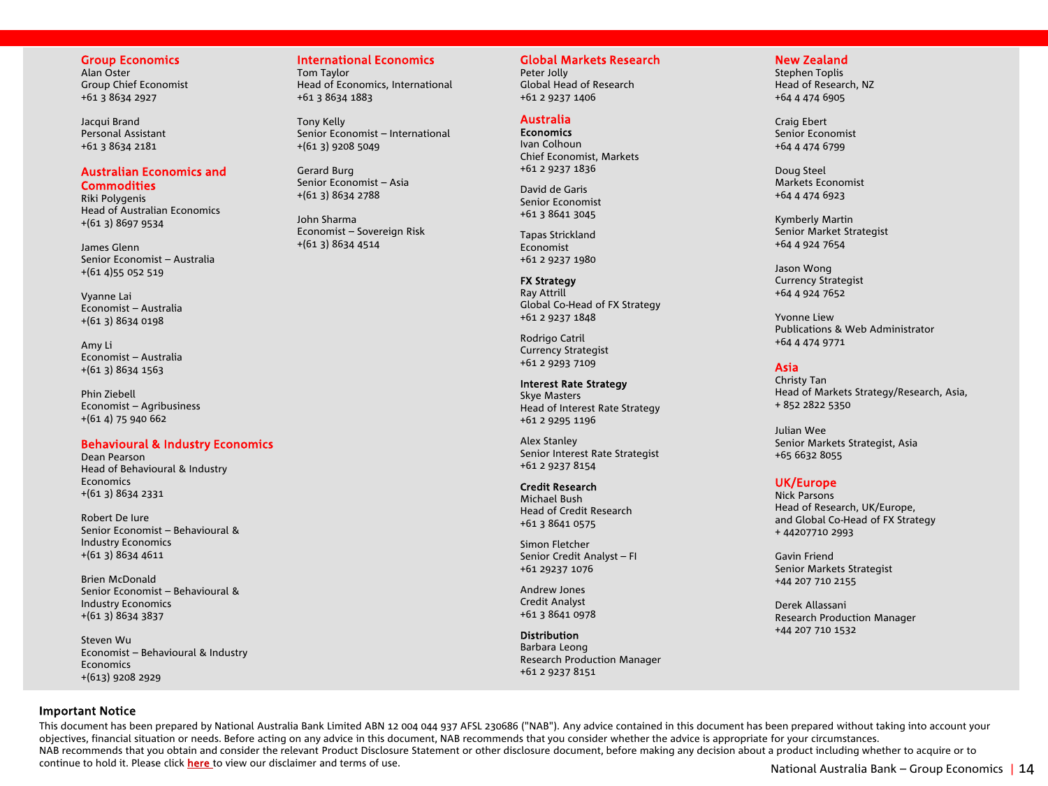## Group Economics

Alan Oster
Group Chief Economist
+61 3 8634 2927

Jacqui Brand
Personal Assistant
+61 3 8634 2181

## Australian Economics and Commodities

Riki Polygenis
Head of Australian Economics
+(61 3) 8697 9534

James Glenn
Senior Economist – Australia
+(61 4)55 052 519

Vyanne Lai
Economist – Australia
+(61 3) 8634 0198

Amy Li
Economist – Australia
+(61 3) 8634 1563

Phin Ziebell
Economist – Agribusiness
+(61 4) 75 940 662

## Behavioural & Industry Economics

Dean Pearson
Head of Behavioural & Industry Economics
+(61 3) 8634 2331

Robert De Iure
Senior Economist – Behavioural & Industry Economics
+(61 3) 8634 4611

Brien McDonald
Senior Economist – Behavioural & Industry Economics
+(61 3) 8634 3837

Steven Wu
Economist – Behavioural & Industry Economics
+(613) 9208 2929

## International Economics

Tom Taylor
Head of Economics, International
+61 3 8634 1883

Tony Kelly
Senior Economist – International
+(61 3) 9208 5049

Gerard Burg
Senior Economist – Asia
+(61 3) 8634 2788

John Sharma
Economist – Sovereign Risk
+(61 3) 8634 4514

## Global Markets Research

Peter Jolly
Global Head of Research
+61 2 9237 1406

## Australia

**Economics**

Ivan Colhoun
Chief Economist, Markets
+61 2 9237 1836

David de Garis
Senior Economist
+61 3 8641 3045

Tapas Strickland
Economist
+61 2 9237 1980

**FX Strategy**

Ray Attrill
Global Co-Head of FX Strategy
+61 2 9237 1848

Rodrigo Catril
Currency Strategist
+61 2 9293 7109

**Interest Rate Strategy**

Skye Masters
Head of Interest Rate Strategy
+61 2 9295 1196

Alex Stanley
Senior Interest Rate Strategist
+61 2 9237 8154

**Credit Research**

Michael Bush
Head of Credit Research
+61 3 8641 0575

Simon Fletcher
Senior Credit Analyst – FI
+61 29237 1076

Andrew Jones
Credit Analyst
+61 3 8641 0978

**Distribution**

Barbara Leong
Research Production Manager
+61 2 9237 8151

## New Zealand

Stephen Toplis
Head of Research, NZ
+64 4 474 6905

Craig Ebert
Senior Economist
+64 4 474 6799

Doug Steel
Markets Economist
+64 4 474 6923

Kymberly Martin
Senior Market Strategist
+64 4 924 7654

Jason Wong
Currency Strategist
+64 4 924 7652

Yvonne Liew
Publications & Web Administrator
+64 4 474 9771

## Asia

Christy Tan
Head of Markets Strategy/Research, Asia,
+ 852 2822 5350

Julian Wee
Senior Markets Strategist, Asia
+65 6632 8055

## UK/Europe

Nick Parsons
Head of Research, UK/Europe, and Global Co-Head of FX Strategy
+ 44207710 2993

Gavin Friend
Senior Markets Strategist
+44 207 710 2155

Derek Allassani
Research Production Manager
+44 207 710 1532

**Important Notice**

This document has been prepared by National Australia Bank Limited ABN 12 004 044 937 AFSL 230686 ("NAB"). Any advice contained in this document has been prepared without taking into account your objectives, financial situation or needs. Before acting on any advice in this document, NAB recommends that you consider whether the advice is appropriate for your circumstances.
NAB recommends that you obtain and consider the relevant Product Disclosure Statement or other disclosure document, before making any decision about a product including whether to acquire or to continue to hold it. Please click **here** to view our disclaimer and terms of use.